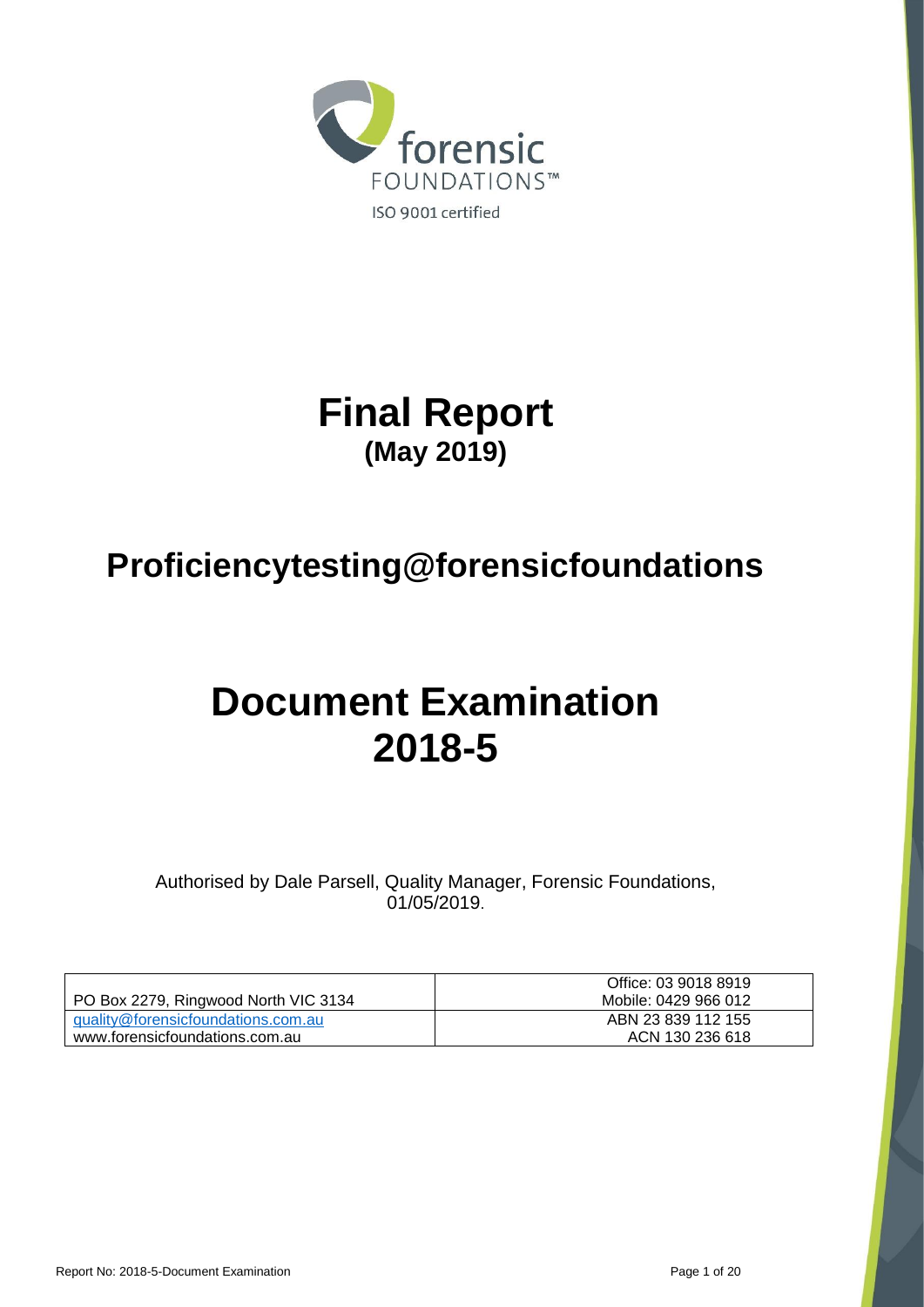forensic FOUNDATIONS™

ISO 9001 certified

# Final Report
## (May 2019)

# Proficiencytesting@forensicfoundations

# Document Examination 2018-5

Authorised by Dale Parsell, Quality Manager, Forensic Foundations, 01/05/2019.

| | |
|---|---|
| PO Box 2279, Ringwood North VIC 3134 | Office: 03 9018 8919<br>Mobile: 0429 966 012 |
| quality@forensicfoundations.com.au<br>www.forensicfoundations.com.au | ABN 23 839 112 155<br>ACN 130 236 618 |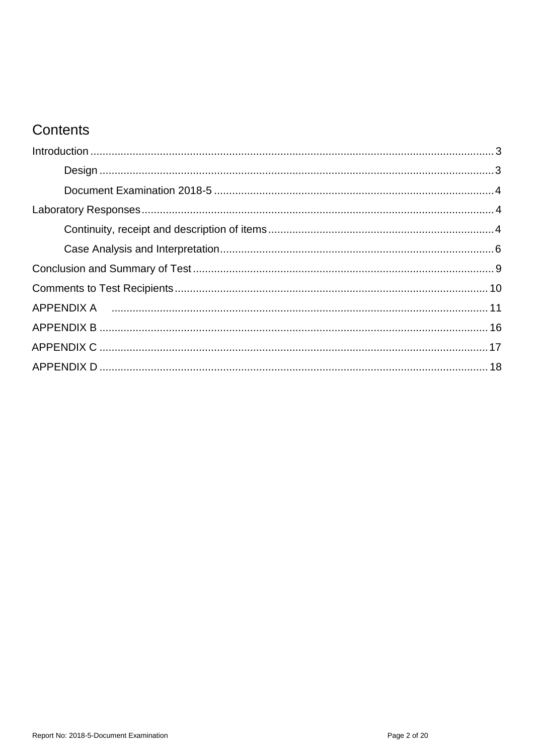# Contents

Introduction ........................................................................................................................ 3

- Design ........................................................................................................................ 3
- Document Examination 2018-5 ................................................................................ 4

Laboratory Responses ........................................................................................................ 4

- Continuity, receipt and description of items ............................................................. 4
- Case Analysis and Interpretation ............................................................................... 6

Conclusion and Summary of Test ....................................................................................... 9

Comments to Test Recipients ........................................................................................... 10

APPENDIX A ..................................................................................................................... 11

APPENDIX B ..................................................................................................................... 16

APPENDIX C ..................................................................................................................... 17

APPENDIX D ..................................................................................................................... 18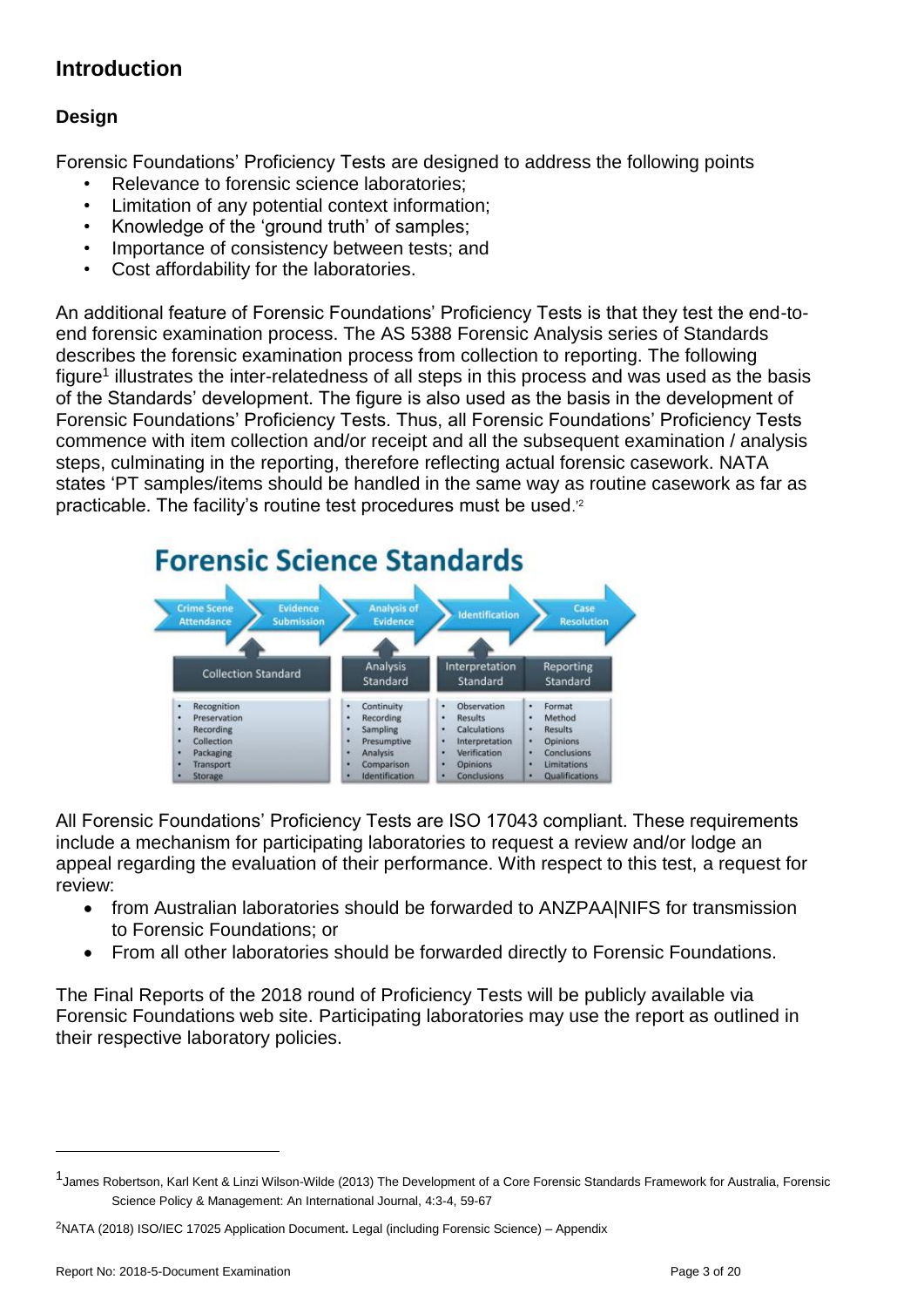## Introduction

### Design

Forensic Foundations' Proficiency Tests are designed to address the following points

- Relevance to forensic science laboratories;
- Limitation of any potential context information;
- Knowledge of the 'ground truth' of samples;
- Importance of consistency between tests; and
- Cost affordability for the laboratories.

An additional feature of Forensic Foundations' Proficiency Tests is that they test the end-to-end forensic examination process. The AS 5388 Forensic Analysis series of Standards describes the forensic examination process from collection to reporting. The following figure[1] illustrates the inter-relatedness of all steps in this process and was used as the basis of the Standards' development. The figure is also used as the basis in the development of Forensic Foundations' Proficiency Tests. Thus, all Forensic Foundations' Proficiency Tests commence with item collection and/or receipt and all the subsequent examination / analysis steps, culminating in the reporting, therefore reflecting actual forensic casework. NATA states 'PT samples/items should be handled in the same way as routine casework as far as practicable. The facility's routine test procedures must be used.'[2]

**Forensic Science Standards**

Crime Scene Attendance → Evidence Submission → Analysis of Evidence → Identification → Case Resolution

| Collection Standard | Analysis Standard | Interpretation Standard | Reporting Standard |
|---|---|---|---|
| Recognition | Continuity | Observation | Format |
| Preservation | Recording | Results | Method |
| Recording | Sampling | Calculations | Results |
| Collection | Presumptive | Interpretation | Opinions |
| Packaging | Analysis | Verification | Conclusions |
| Transport | Comparison | Opinions | Limitations |
| Storage | Identification | Conclusions | Qualifications |

All Forensic Foundations' Proficiency Tests are ISO 17043 compliant. These requirements include a mechanism for participating laboratories to request a review and/or lodge an appeal regarding the evaluation of their performance. With respect to this test, a request for review:

- from Australian laboratories should be forwarded to ANZPAA|NIFS for transmission to Forensic Foundations; or
- From all other laboratories should be forwarded directly to Forensic Foundations.

The Final Reports of the 2018 round of Proficiency Tests will be publicly available via Forensic Foundations web site. Participating laboratories may use the report as outlined in their respective laboratory policies.

---

[1] James Robertson, Karl Kent & Linzi Wilson-Wilde (2013) The Development of a Core Forensic Standards Framework for Australia, Forensic Science Policy & Management: An International Journal, 4:3-4, 59-67

[2] NATA (2018) ISO/IEC 17025 Application Document. Legal (including Forensic Science) – Appendix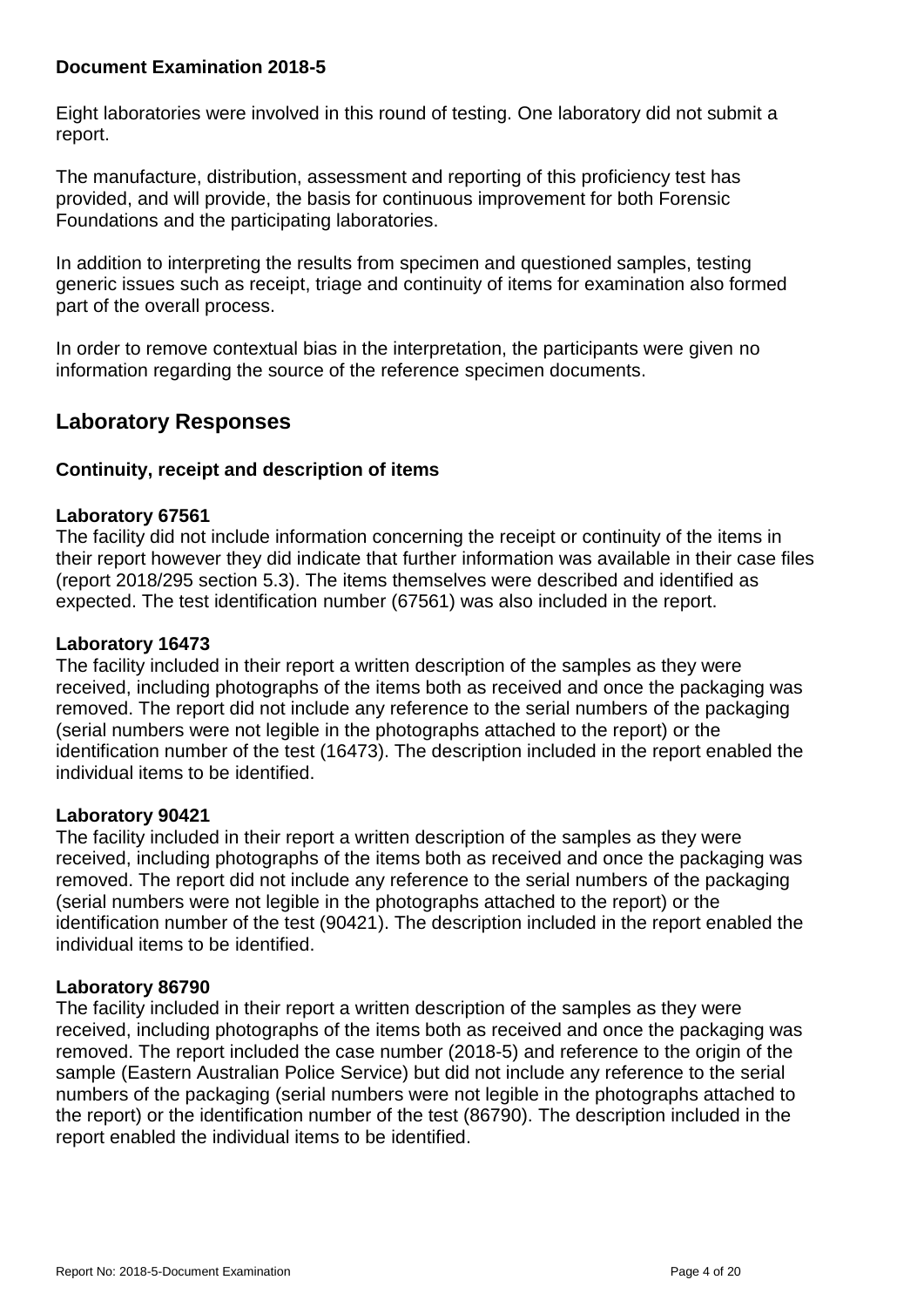**Document Examination 2018-5**

Eight laboratories were involved in this round of testing. One laboratory did not submit a report.

The manufacture, distribution, assessment and reporting of this proficiency test has provided, and will provide, the basis for continuous improvement for both Forensic Foundations and the participating laboratories.

In addition to interpreting the results from specimen and questioned samples, testing generic issues such as receipt, triage and continuity of items for examination also formed part of the overall process.

In order to remove contextual bias in the interpretation, the participants were given no information regarding the source of the reference specimen documents.

## Laboratory Responses

### Continuity, receipt and description of items

**Laboratory 67561**
The facility did not include information concerning the receipt or continuity of the items in their report however they did indicate that further information was available in their case files (report 2018/295 section 5.3). The items themselves were described and identified as expected. The test identification number (67561) was also included in the report.

**Laboratory 16473**
The facility included in their report a written description of the samples as they were received, including photographs of the items both as received and once the packaging was removed. The report did not include any reference to the serial numbers of the packaging (serial numbers were not legible in the photographs attached to the report) or the identification number of the test (16473). The description included in the report enabled the individual items to be identified.

**Laboratory 90421**
The facility included in their report a written description of the samples as they were received, including photographs of the items both as received and once the packaging was removed. The report did not include any reference to the serial numbers of the packaging (serial numbers were not legible in the photographs attached to the report) or the identification number of the test (90421). The description included in the report enabled the individual items to be identified.

**Laboratory 86790**
The facility included in their report a written description of the samples as they were received, including photographs of the items both as received and once the packaging was removed. The report included the case number (2018-5) and reference to the origin of the sample (Eastern Australian Police Service) but did not include any reference to the serial numbers of the packaging (serial numbers were not legible in the photographs attached to the report) or the identification number of the test (86790). The description included in the report enabled the individual items to be identified.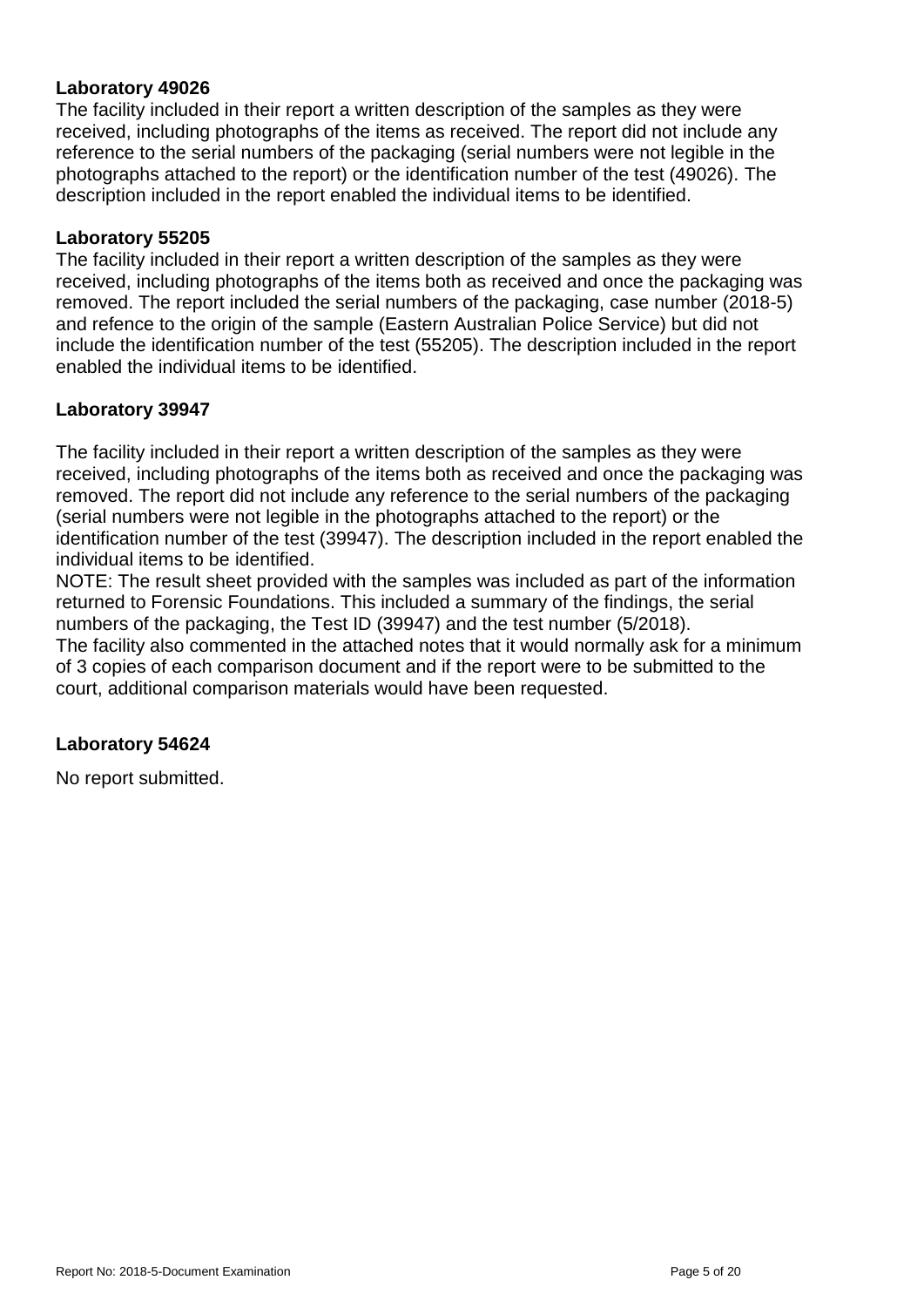**Laboratory 49026**

The facility included in their report a written description of the samples as they were received, including photographs of the items as received. The report did not include any reference to the serial numbers of the packaging (serial numbers were not legible in the photographs attached to the report) or the identification number of the test (49026). The description included in the report enabled the individual items to be identified.

**Laboratory 55205**

The facility included in their report a written description of the samples as they were received, including photographs of the items both as received and once the packaging was removed. The report included the serial numbers of the packaging, case number (2018-5) and refence to the origin of the sample (Eastern Australian Police Service) but did not include the identification number of the test (55205). The description included in the report enabled the individual items to be identified.

**Laboratory 39947**

The facility included in their report a written description of the samples as they were received, including photographs of the items both as received and once the packaging was removed. The report did not include any reference to the serial numbers of the packaging (serial numbers were not legible in the photographs attached to the report) or the identification number of the test (39947). The description included in the report enabled the individual items to be identified.

NOTE: The result sheet provided with the samples was included as part of the information returned to Forensic Foundations. This included a summary of the findings, the serial numbers of the packaging, the Test ID (39947) and the test number (5/2018).

The facility also commented in the attached notes that it would normally ask for a minimum of 3 copies of each comparison document and if the report were to be submitted to the court, additional comparison materials would have been requested.

**Laboratory 54624**

No report submitted.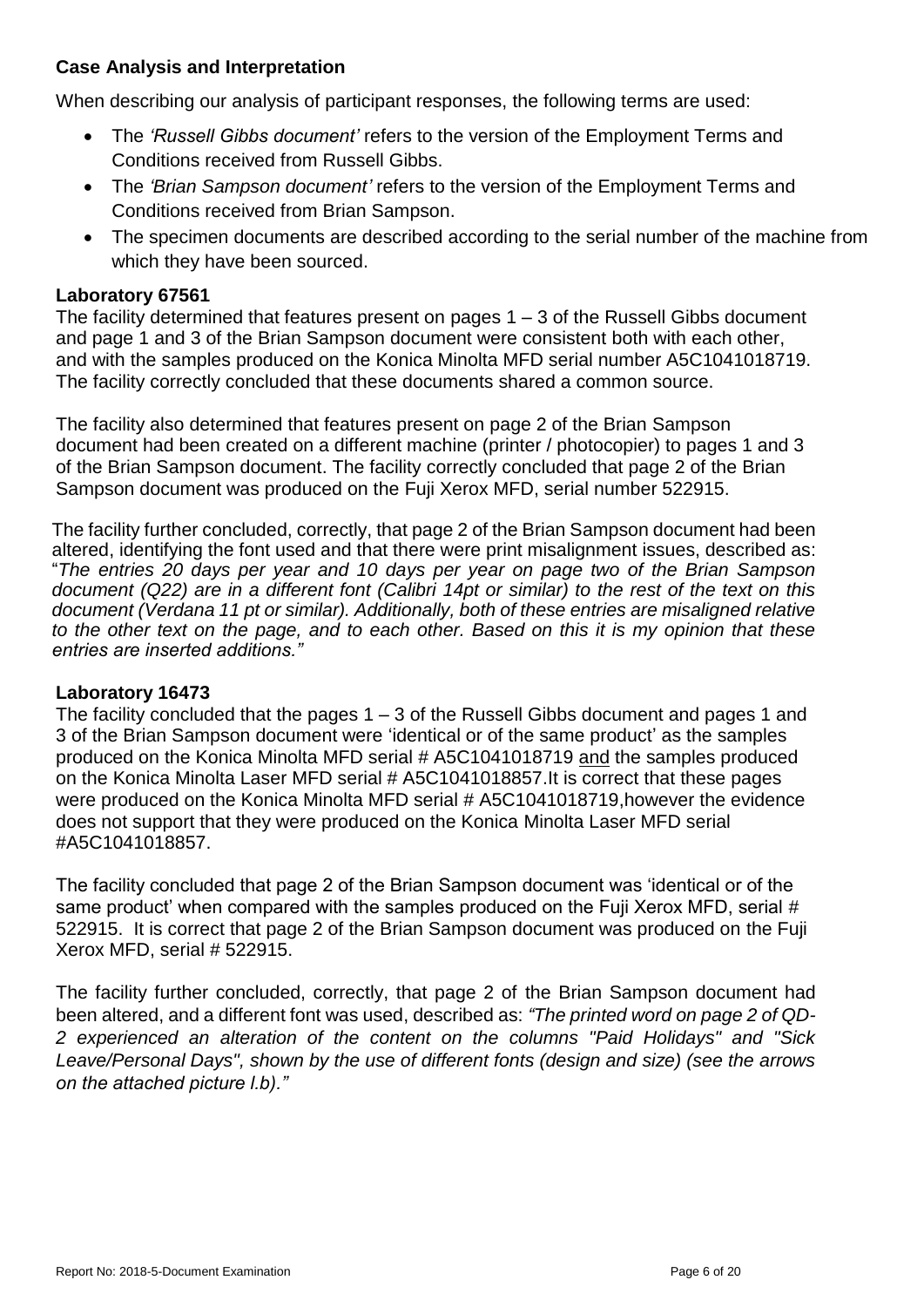### Case Analysis and Interpretation

When describing our analysis of participant responses, the following terms are used:

- The *'Russell Gibbs document'* refers to the version of the Employment Terms and Conditions received from Russell Gibbs.
- The *'Brian Sampson document'* refers to the version of the Employment Terms and Conditions received from Brian Sampson.
- The specimen documents are described according to the serial number of the machine from which they have been sourced.

**Laboratory 67561**

The facility determined that features present on pages 1 – 3 of the Russell Gibbs document and page 1 and 3 of the Brian Sampson document were consistent both with each other, and with the samples produced on the Konica Minolta MFD serial number A5C1041018719. The facility correctly concluded that these documents shared a common source.

The facility also determined that features present on page 2 of the Brian Sampson document had been created on a different machine (printer / photocopier) to pages 1 and 3 of the Brian Sampson document. The facility correctly concluded that page 2 of the Brian Sampson document was produced on the Fuji Xerox MFD, serial number 522915.

The facility further concluded, correctly, that page 2 of the Brian Sampson document had been altered, identifying the font used and that there were print misalignment issues, described as: "*The entries 20 days per year and 10 days per year on page two of the Brian Sampson document (Q22) are in a different font (Calibri 14pt or similar) to the rest of the text on this document (Verdana 11 pt or similar). Additionally, both of these entries are misaligned relative to the other text on the page, and to each other. Based on this it is my opinion that these entries are inserted additions."*

**Laboratory 16473**

The facility concluded that the pages 1 – 3 of the Russell Gibbs document and pages 1 and 3 of the Brian Sampson document were 'identical or of the same product' as the samples produced on the Konica Minolta MFD serial # A5C1041018719 and the samples produced on the Konica Minolta Laser MFD serial # A5C1041018857.It is correct that these pages were produced on the Konica Minolta MFD serial # A5C1041018719,however the evidence does not support that they were produced on the Konica Minolta Laser MFD serial #A5C1041018857.

The facility concluded that page 2 of the Brian Sampson document was 'identical or of the same product' when compared with the samples produced on the Fuji Xerox MFD, serial # 522915. It is correct that page 2 of the Brian Sampson document was produced on the Fuji Xerox MFD, serial # 522915.

The facility further concluded, correctly, that page 2 of the Brian Sampson document had been altered, and a different font was used, described as: *"The printed word on page 2 of QD-2 experienced an alteration of the content on the columns "Paid Holidays" and "Sick Leave/Personal Days", shown by the use of different fonts (design and size) (see the arrows on the attached picture I.b)."*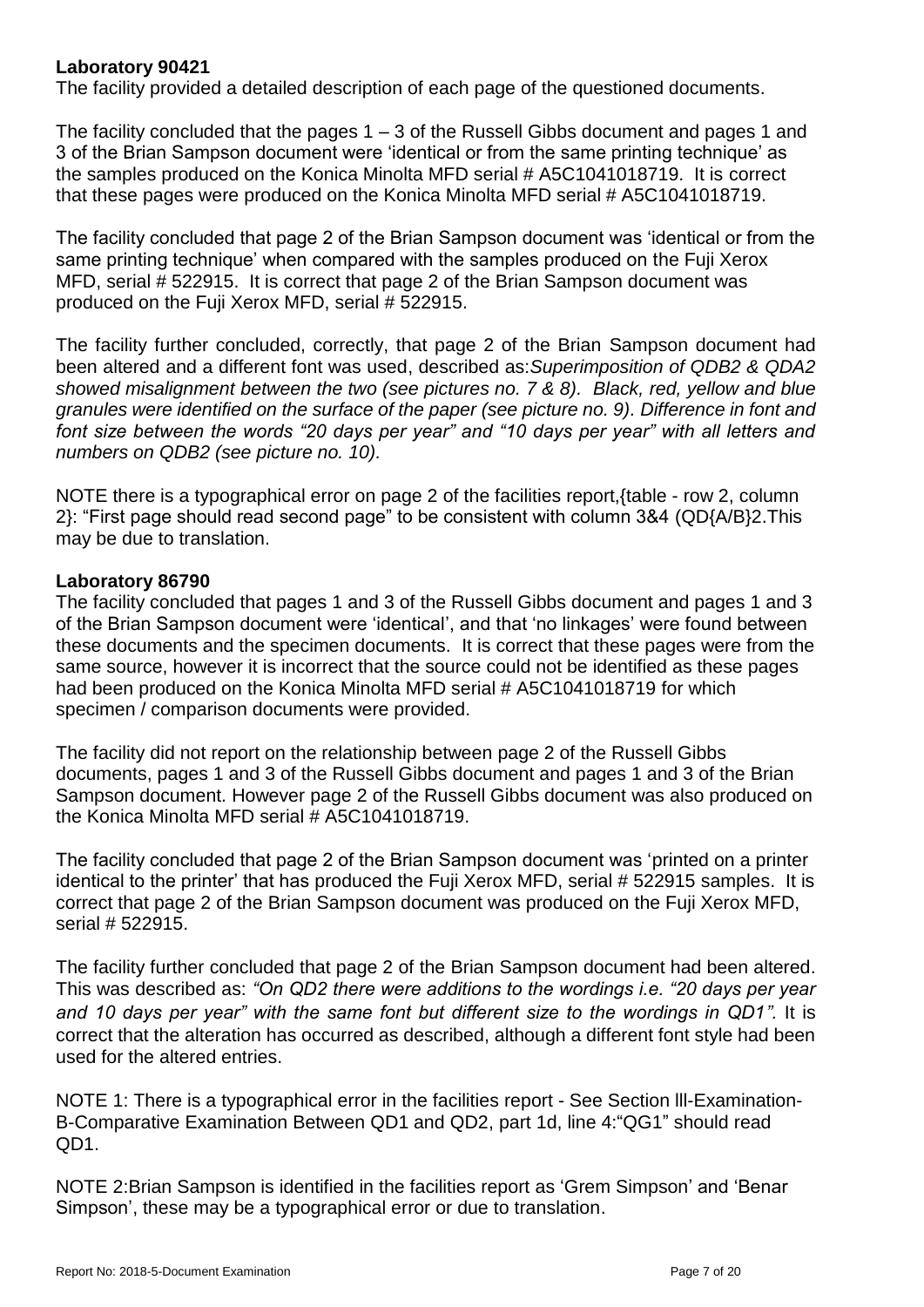**Laboratory 90421**

The facility provided a detailed description of each page of the questioned documents.

The facility concluded that the pages 1 – 3 of the Russell Gibbs document and pages 1 and 3 of the Brian Sampson document were 'identical or from the same printing technique' as the samples produced on the Konica Minolta MFD serial # A5C1041018719. It is correct that these pages were produced on the Konica Minolta MFD serial # A5C1041018719.

The facility concluded that page 2 of the Brian Sampson document was 'identical or from the same printing technique' when compared with the samples produced on the Fuji Xerox MFD, serial # 522915. It is correct that page 2 of the Brian Sampson document was produced on the Fuji Xerox MFD, serial # 522915.

The facility further concluded, correctly, that page 2 of the Brian Sampson document had been altered and a different font was used, described as:*Superimposition of QDB2 & QDA2 showed misalignment between the two (see pictures no. 7 & 8). Black, red, yellow and blue granules were identified on the surface of the paper (see picture no. 9). Difference in font and font size between the words "20 days per year" and "10 days per year" with all letters and numbers on QDB2 (see picture no. 10).*

NOTE there is a typographical error on page 2 of the facilities report,{table - row 2, column 2}: "First page should read second page" to be consistent with column 3&4 (QD{A/B}2.This may be due to translation.

**Laboratory 86790**

The facility concluded that pages 1 and 3 of the Russell Gibbs document and pages 1 and 3 of the Brian Sampson document were 'identical', and that 'no linkages' were found between these documents and the specimen documents. It is correct that these pages were from the same source, however it is incorrect that the source could not be identified as these pages had been produced on the Konica Minolta MFD serial # A5C1041018719 for which specimen / comparison documents were provided.

The facility did not report on the relationship between page 2 of the Russell Gibbs documents, pages 1 and 3 of the Russell Gibbs document and pages 1 and 3 of the Brian Sampson document. However page 2 of the Russell Gibbs document was also produced on the Konica Minolta MFD serial # A5C1041018719.

The facility concluded that page 2 of the Brian Sampson document was 'printed on a printer identical to the printer' that has produced the Fuji Xerox MFD, serial # 522915 samples. It is correct that page 2 of the Brian Sampson document was produced on the Fuji Xerox MFD, serial # 522915.

The facility further concluded that page 2 of the Brian Sampson document had been altered. This was described as: *"On QD2 there were additions to the wordings i.e. "20 days per year and 10 days per year" with the same font but different size to the wordings in QD1".* It is correct that the alteration has occurred as described, although a different font style had been used for the altered entries.

NOTE 1: There is a typographical error in the facilities report - See Section lll-Examination-B-Comparative Examination Between QD1 and QD2, part 1d, line 4:"QG1" should read QD1.

NOTE 2:Brian Sampson is identified in the facilities report as 'Grem Simpson' and 'Benar Simpson', these may be a typographical error or due to translation.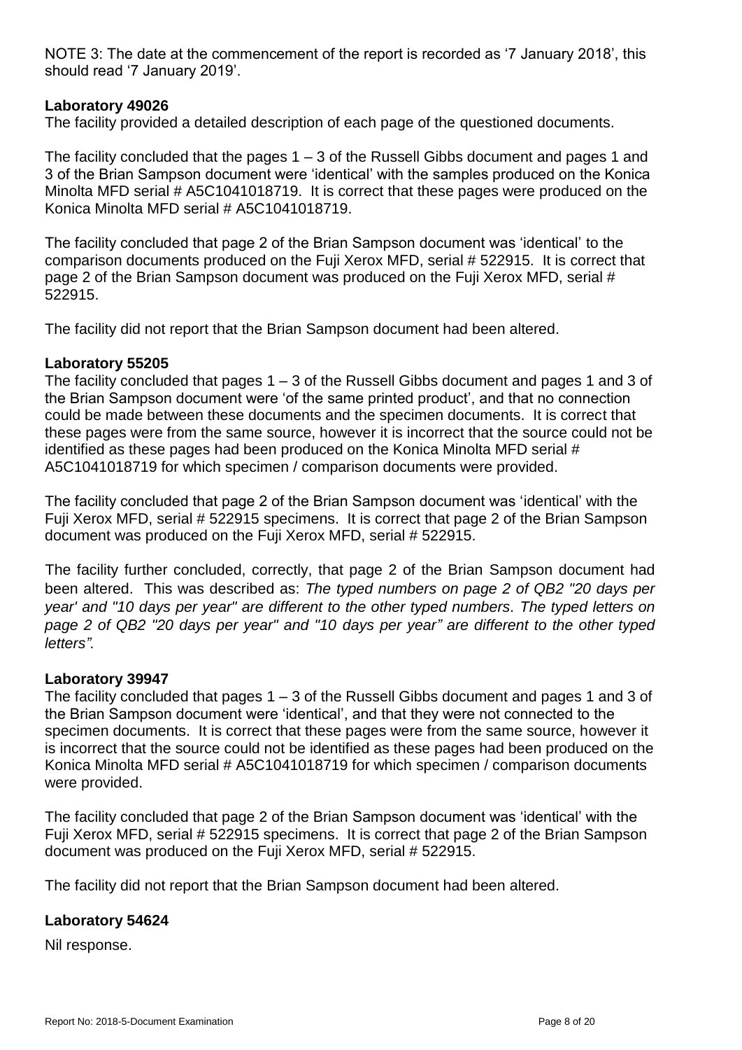NOTE 3: The date at the commencement of the report is recorded as '7 January 2018', this should read '7 January 2019'.

**Laboratory 49026**

The facility provided a detailed description of each page of the questioned documents.

The facility concluded that the pages 1 – 3 of the Russell Gibbs document and pages 1 and 3 of the Brian Sampson document were 'identical' with the samples produced on the Konica Minolta MFD serial # A5C1041018719. It is correct that these pages were produced on the Konica Minolta MFD serial # A5C1041018719.

The facility concluded that page 2 of the Brian Sampson document was 'identical' to the comparison documents produced on the Fuji Xerox MFD, serial # 522915. It is correct that page 2 of the Brian Sampson document was produced on the Fuji Xerox MFD, serial # 522915.

The facility did not report that the Brian Sampson document had been altered.

**Laboratory 55205**

The facility concluded that pages 1 – 3 of the Russell Gibbs document and pages 1 and 3 of the Brian Sampson document were 'of the same printed product', and that no connection could be made between these documents and the specimen documents. It is correct that these pages were from the same source, however it is incorrect that the source could not be identified as these pages had been produced on the Konica Minolta MFD serial # A5C1041018719 for which specimen / comparison documents were provided.

The facility concluded that page 2 of the Brian Sampson document was 'identical' with the Fuji Xerox MFD, serial # 522915 specimens. It is correct that page 2 of the Brian Sampson document was produced on the Fuji Xerox MFD, serial # 522915.

The facility further concluded, correctly, that page 2 of the Brian Sampson document had been altered. This was described as: *The typed numbers on page 2 of QB2 "20 days per year' and "10 days per year" are different to the other typed numbers. The typed letters on page 2 of QB2 "20 days per year" and "10 days per year" are different to the other typed letters".*

**Laboratory 39947**

The facility concluded that pages 1 – 3 of the Russell Gibbs document and pages 1 and 3 of the Brian Sampson document were 'identical', and that they were not connected to the specimen documents. It is correct that these pages were from the same source, however it is incorrect that the source could not be identified as these pages had been produced on the Konica Minolta MFD serial # A5C1041018719 for which specimen / comparison documents were provided.

The facility concluded that page 2 of the Brian Sampson document was 'identical' with the Fuji Xerox MFD, serial # 522915 specimens. It is correct that page 2 of the Brian Sampson document was produced on the Fuji Xerox MFD, serial # 522915.

The facility did not report that the Brian Sampson document had been altered.

**Laboratory 54624**

Nil response.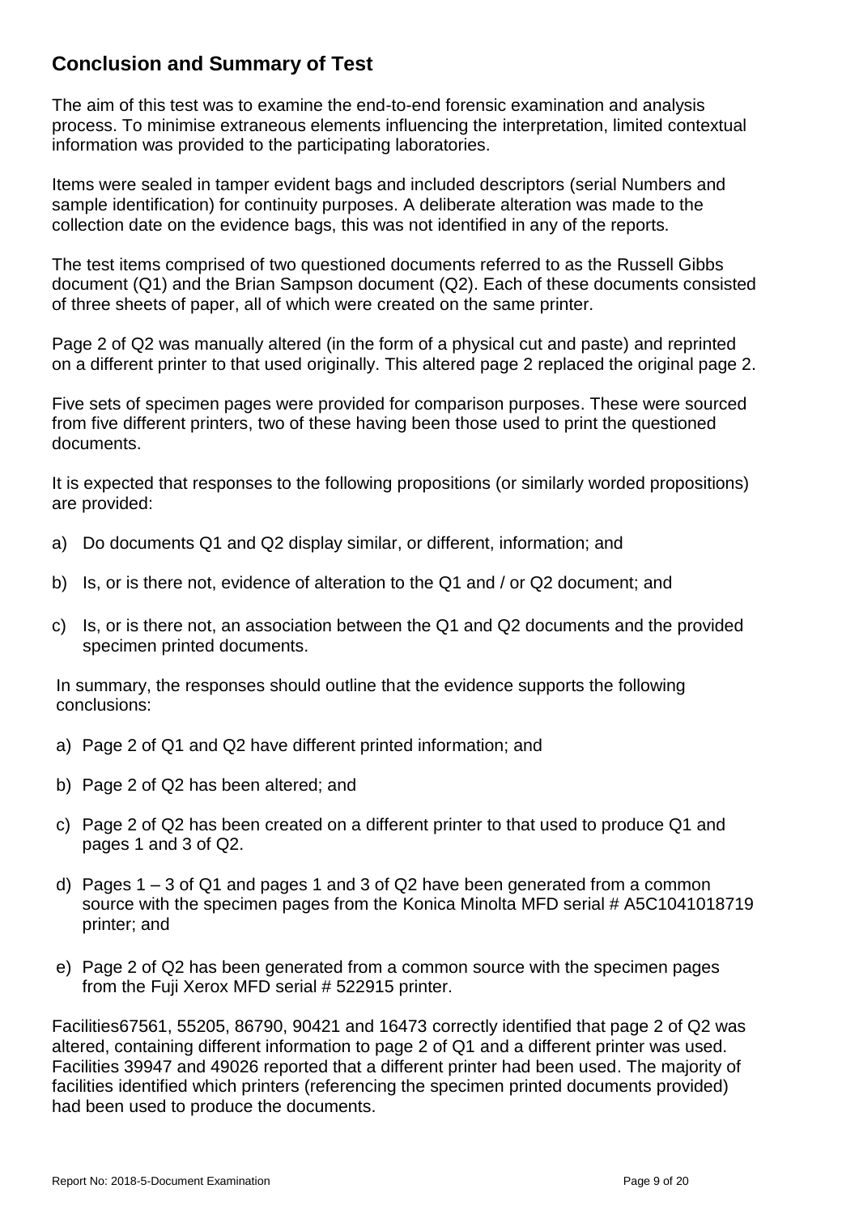## Conclusion and Summary of Test

The aim of this test was to examine the end-to-end forensic examination and analysis process. To minimise extraneous elements influencing the interpretation, limited contextual information was provided to the participating laboratories.

Items were sealed in tamper evident bags and included descriptors (serial Numbers and sample identification) for continuity purposes. A deliberate alteration was made to the collection date on the evidence bags, this was not identified in any of the reports.

The test items comprised of two questioned documents referred to as the Russell Gibbs document (Q1) and the Brian Sampson document (Q2). Each of these documents consisted of three sheets of paper, all of which were created on the same printer.

Page 2 of Q2 was manually altered (in the form of a physical cut and paste) and reprinted on a different printer to that used originally. This altered page 2 replaced the original page 2.

Five sets of specimen pages were provided for comparison purposes. These were sourced from five different printers, two of these having been those used to print the questioned documents.

It is expected that responses to the following propositions (or similarly worded propositions) are provided:

a) Do documents Q1 and Q2 display similar, or different, information; and

b) Is, or is there not, evidence of alteration to the Q1 and / or Q2 document; and

c) Is, or is there not, an association between the Q1 and Q2 documents and the provided specimen printed documents.

In summary, the responses should outline that the evidence supports the following conclusions:

a) Page 2 of Q1 and Q2 have different printed information; and

b) Page 2 of Q2 has been altered; and

c) Page 2 of Q2 has been created on a different printer to that used to produce Q1 and pages 1 and 3 of Q2.

d) Pages 1 – 3 of Q1 and pages 1 and 3 of Q2 have been generated from a common source with the specimen pages from the Konica Minolta MFD serial # A5C1041018719 printer; and

e) Page 2 of Q2 has been generated from a common source with the specimen pages from the Fuji Xerox MFD serial # 522915 printer.

Facilities67561, 55205, 86790, 90421 and 16473 correctly identified that page 2 of Q2 was altered, containing different information to page 2 of Q1 and a different printer was used. Facilities 39947 and 49026 reported that a different printer had been used. The majority of facilities identified which printers (referencing the specimen printed documents provided) had been used to produce the documents.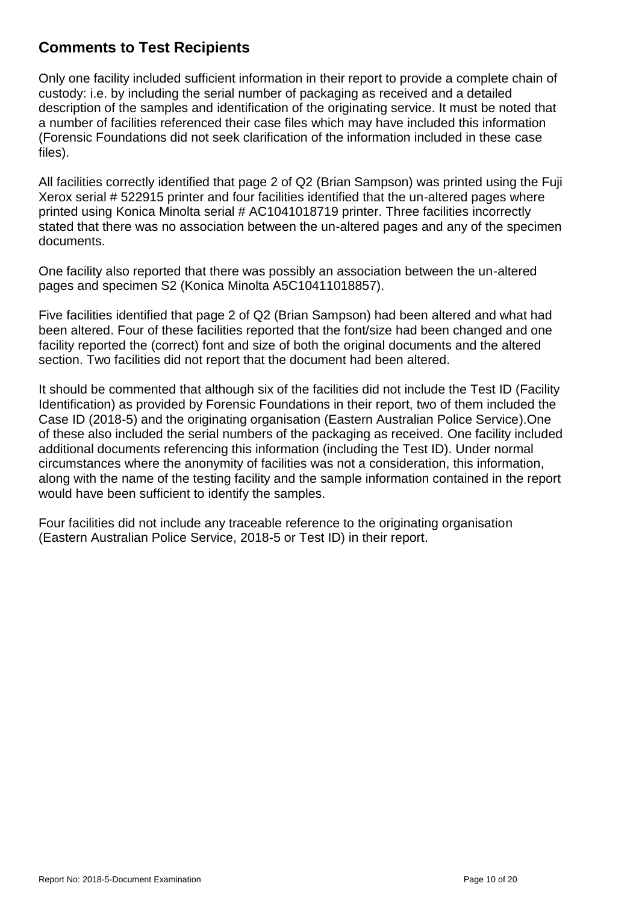## Comments to Test Recipients

Only one facility included sufficient information in their report to provide a complete chain of custody: i.e. by including the serial number of packaging as received and a detailed description of the samples and identification of the originating service. It must be noted that a number of facilities referenced their case files which may have included this information (Forensic Foundations did not seek clarification of the information included in these case files).

All facilities correctly identified that page 2 of Q2 (Brian Sampson) was printed using the Fuji Xerox serial # 522915 printer and four facilities identified that the un-altered pages where printed using Konica Minolta serial # AC1041018719 printer. Three facilities incorrectly stated that there was no association between the un-altered pages and any of the specimen documents.

One facility also reported that there was possibly an association between the un-altered pages and specimen S2 (Konica Minolta A5C10411018857).

Five facilities identified that page 2 of Q2 (Brian Sampson) had been altered and what had been altered. Four of these facilities reported that the font/size had been changed and one facility reported the (correct) font and size of both the original documents and the altered section. Two facilities did not report that the document had been altered.

It should be commented that although six of the facilities did not include the Test ID (Facility Identification) as provided by Forensic Foundations in their report, two of them included the Case ID (2018-5) and the originating organisation (Eastern Australian Police Service).One of these also included the serial numbers of the packaging as received. One facility included additional documents referencing this information (including the Test ID). Under normal circumstances where the anonymity of facilities was not a consideration, this information, along with the name of the testing facility and the sample information contained in the report would have been sufficient to identify the samples.

Four facilities did not include any traceable reference to the originating organisation (Eastern Australian Police Service, 2018-5 or Test ID) in their report.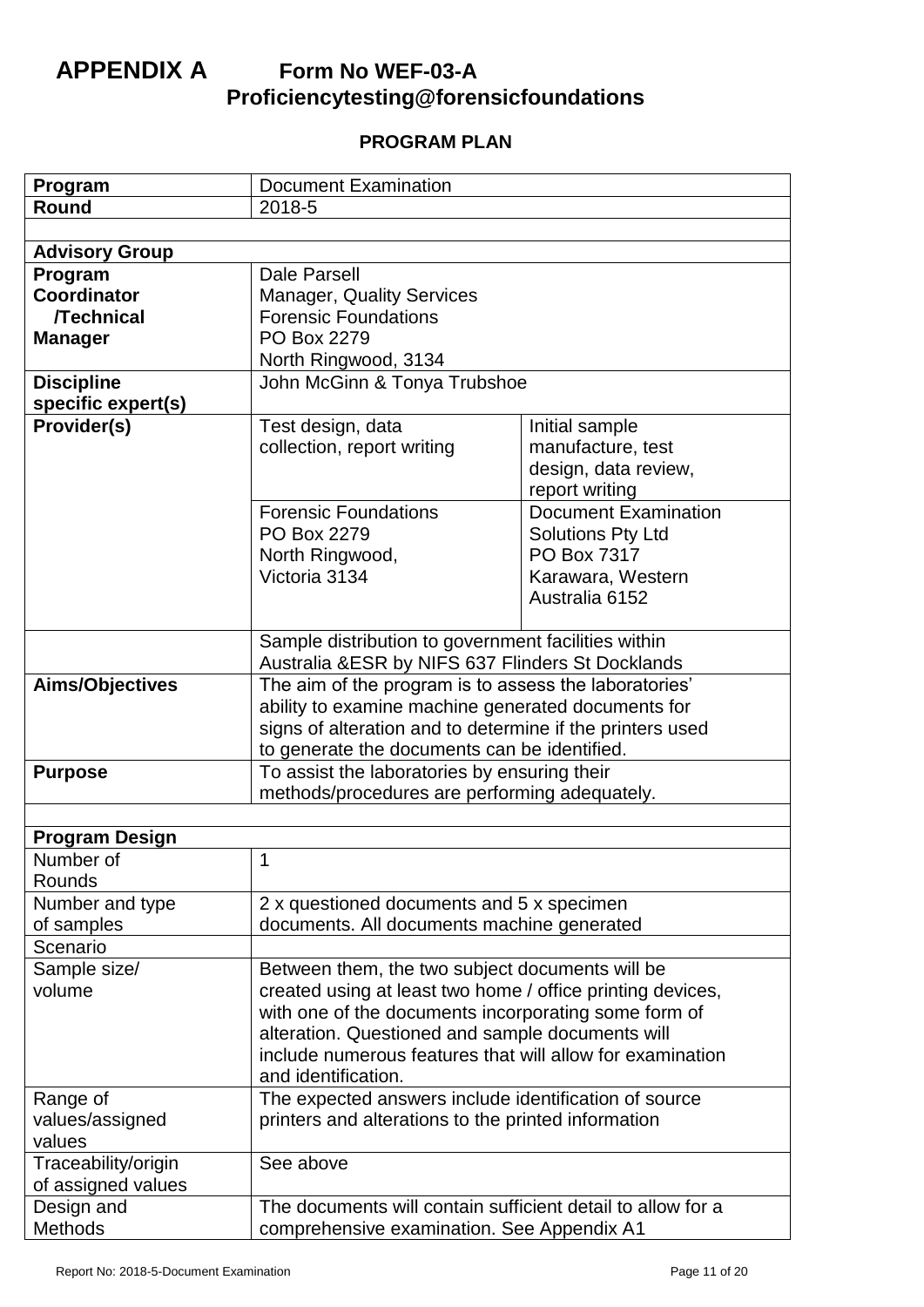# APPENDIX A Form No WEF-03-A Proficiencytesting@forensicfoundations

## PROGRAM PLAN

| | | |
|---|---|---|
| **Program** | Document Examination | |
| **Round** | 2018-5 | |
| | | |
| **Advisory Group** | | |
| **Program Coordinator /Technical Manager** | Dale Parsell<br>Manager, Quality Services<br>Forensic Foundations<br>PO Box 2279<br>North Ringwood, 3134 | |
| **Discipline specific expert(s)** | John McGinn & Tonya Trubshoe | |
| **Provider(s)** | Test design, data collection, report writing | Initial sample manufacture, test design, data review, report writing |
| | Forensic Foundations<br>PO Box 2279<br>North Ringwood,<br>Victoria 3134 | Document Examination Solutions Pty Ltd<br>PO Box 7317<br>Karawara, Western Australia 6152 |
| | Sample distribution to government facilities within Australia &ESR by NIFS 637 Flinders St Docklands | |
| **Aims/Objectives** | The aim of the program is to assess the laboratories' ability to examine machine generated documents for signs of alteration and to determine if the printers used to generate the documents can be identified. | |
| **Purpose** | To assist the laboratories by ensuring their methods/procedures are performing adequately. | |
| | | |
| **Program Design** | | |
| Number of Rounds | 1 | |
| Number and type of samples | 2 x questioned documents and 5 x specimen documents. All documents machine generated | |
| Scenario | | |
| Sample size/ volume | Between them, the two subject documents will be created using at least two home / office printing devices, with one of the documents incorporating some form of alteration. Questioned and sample documents will include numerous features that will allow for examination and identification. | |
| Range of values/assigned values | The expected answers include identification of source printers and alterations to the printed information | |
| Traceability/origin of assigned values | See above | |
| Design and Methods | The documents will contain sufficient detail to allow for a comprehensive examination. See Appendix A1 | |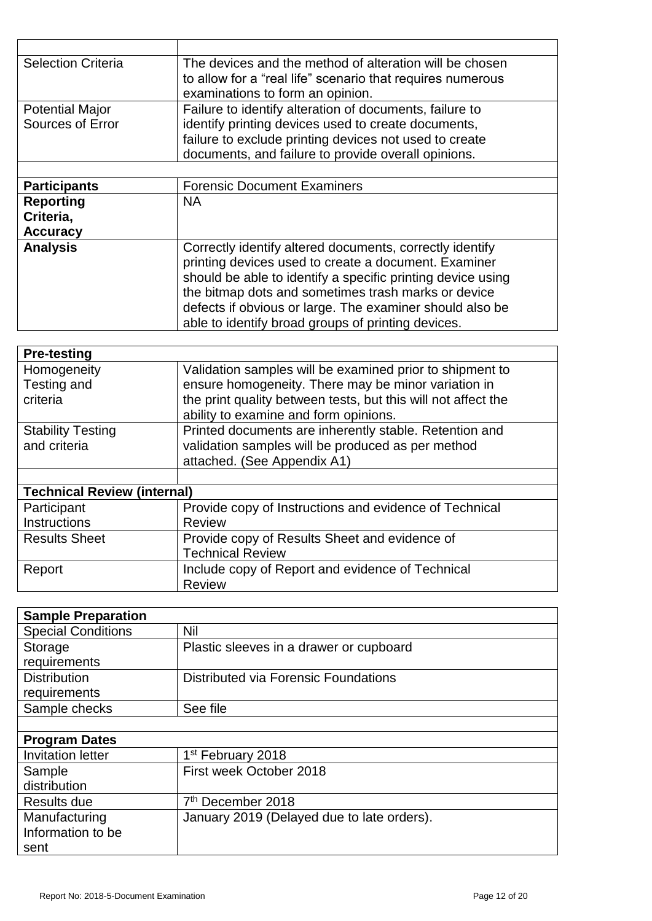| | |
|---|---|
| Selection Criteria | The devices and the method of alteration will be chosen to allow for a "real life" scenario that requires numerous examinations to form an opinion. |
| Potential Major Sources of Error | Failure to identify alteration of documents, failure to identify printing devices used to create documents, failure to exclude printing devices not used to create documents, and failure to provide overall opinions. |
| | |
| **Participants** | Forensic Document Examiners |
| **Reporting Criteria, Accuracy** | NA |
| **Analysis** | Correctly identify altered documents, correctly identify printing devices used to create a document. Examiner should be able to identify a specific printing device using the bitmap dots and sometimes trash marks or device defects if obvious or large. The examiner should also be able to identify broad groups of printing devices. |

| **Pre-testing** | |
|---|---|
| Homogeneity Testing and criteria | Validation samples will be examined prior to shipment to ensure homogeneity. There may be minor variation in the print quality between tests, but this will not affect the ability to examine and form opinions. |
| Stability Testing and criteria | Printed documents are inherently stable. Retention and validation samples will be produced as per method attached. (See Appendix A1) |
| | |
| **Technical Review (internal)** | |
| Participant Instructions | Provide copy of Instructions and evidence of Technical Review |
| Results Sheet | Provide copy of Results Sheet and evidence of Technical Review |
| Report | Include copy of Report and evidence of Technical Review |

| **Sample Preparation** | |
|---|---|
| Special Conditions | Nil |
| Storage requirements | Plastic sleeves in a drawer or cupboard |
| Distribution requirements | Distributed via Forensic Foundations |
| Sample checks | See file |
| | |
| **Program Dates** | |
| Invitation letter | 1st February 2018 |
| Sample distribution | First week October 2018 |
| Results due | 7th December 2018 |
| Manufacturing Information to be sent | January 2019 (Delayed due to late orders). |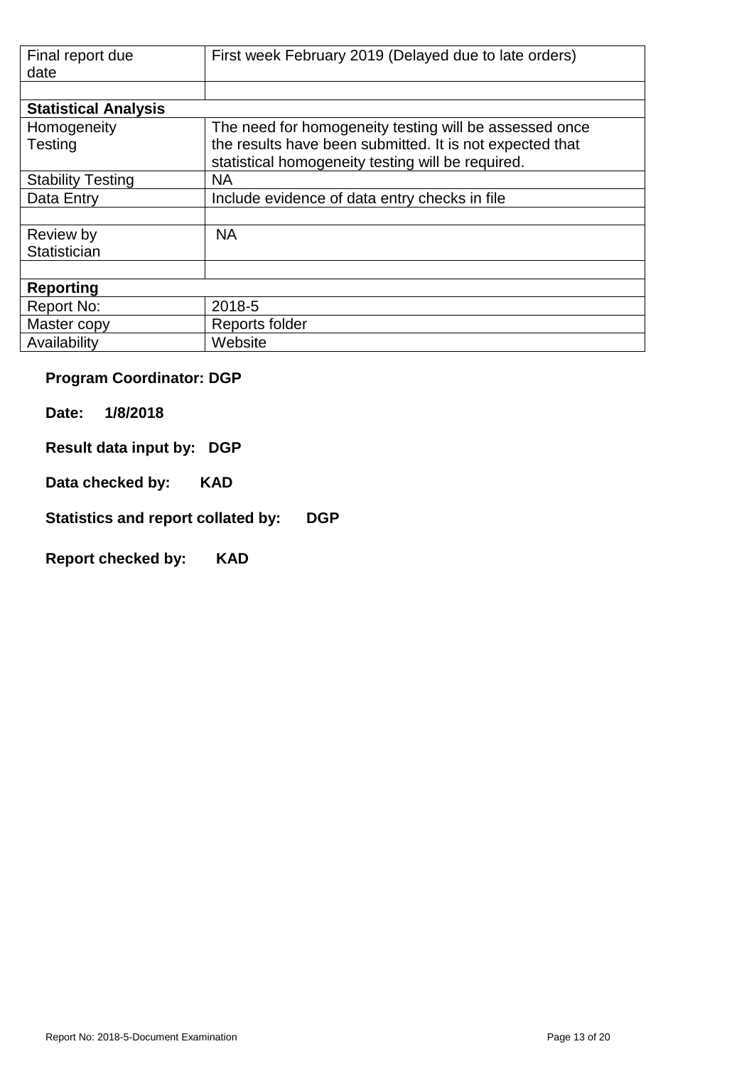| | |
|---|---|
| Final report due date | First week February 2019 (Delayed due to late orders) |
| | |
| **Statistical Analysis** | |
| Homogeneity Testing | The need for homogeneity testing will be assessed once the results have been submitted. It is not expected that statistical homogeneity testing will be required. |
| Stability Testing | NA |
| Data Entry | Include evidence of data entry checks in file |
| | |
| Review by Statistician | NA |
| | |
| **Reporting** | |
| Report No: | 2018-5 |
| Master copy | Reports folder |
| Availability | Website |

**Program Coordinator: DGP**

**Date: 1/8/2018**

**Result data input by: DGP**

**Data checked by: KAD**

**Statistics and report collated by: DGP**

**Report checked by: KAD**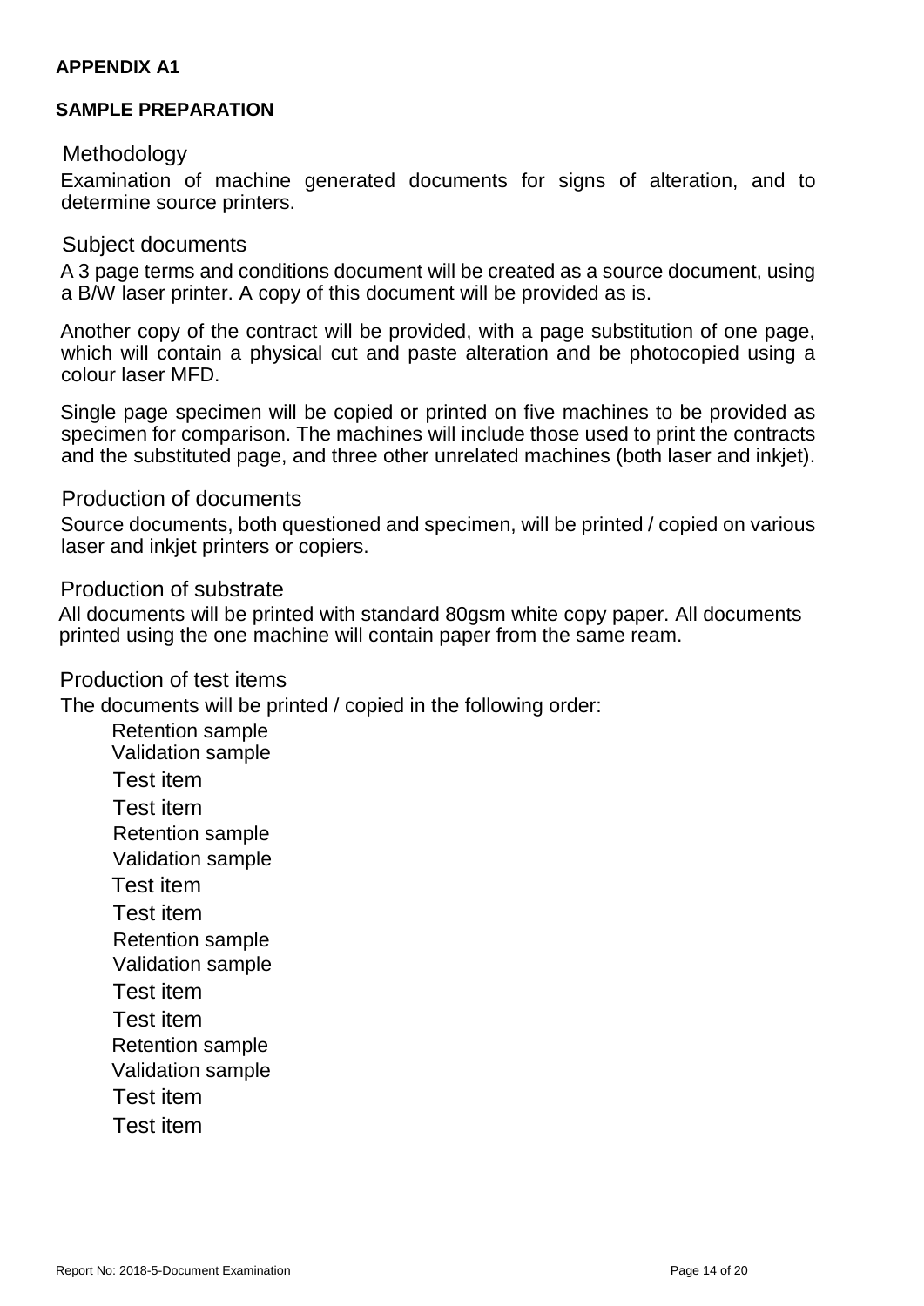**APPENDIX A1**

**SAMPLE PREPARATION**

## Methodology

Examination of machine generated documents for signs of alteration, and to determine source printers.

## Subject documents

A 3 page terms and conditions document will be created as a source document, using a B/W laser printer. A copy of this document will be provided as is.

Another copy of the contract will be provided, with a page substitution of one page, which will contain a physical cut and paste alteration and be photocopied using a colour laser MFD.

Single page specimen will be copied or printed on five machines to be provided as specimen for comparison. The machines will include those used to print the contracts and the substituted page, and three other unrelated machines (both laser and inkjet).

## Production of documents

Source documents, both questioned and specimen, will be printed / copied on various laser and inkjet printers or copiers.

## Production of substrate

All documents will be printed with standard 80gsm white copy paper. All documents printed using the one machine will contain paper from the same ream.

## Production of test items

The documents will be printed / copied in the following order:

- Retention sample
- Validation sample
- Test item
- Test item
- Retention sample
- Validation sample
- Test item
- Test item
- Retention sample
- Validation sample
- Test item
- Test item
- Retention sample
- Validation sample
- Test item
- Test item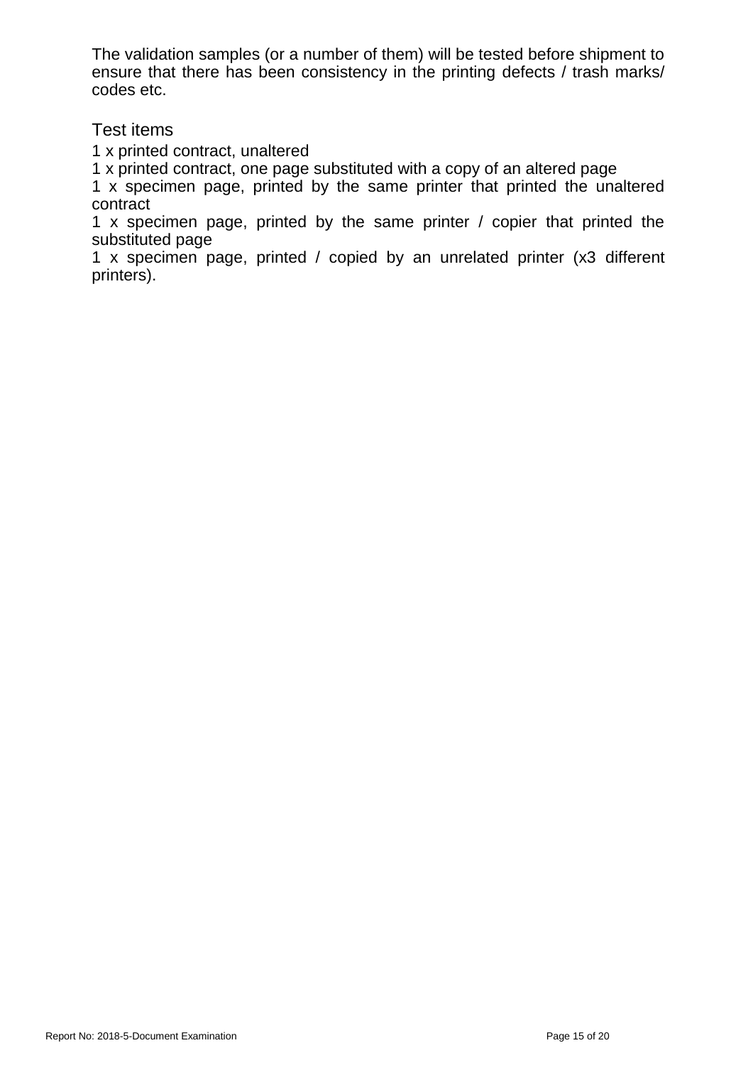The validation samples (or a number of them) will be tested before shipment to ensure that there has been consistency in the printing defects / trash marks/ codes etc.

## Test items

1 x printed contract, unaltered

1 x printed contract, one page substituted with a copy of an altered page

1 x specimen page, printed by the same printer that printed the unaltered contract

1 x specimen page, printed by the same printer / copier that printed the substituted page

1 x specimen page, printed / copied by an unrelated printer (x3 different printers).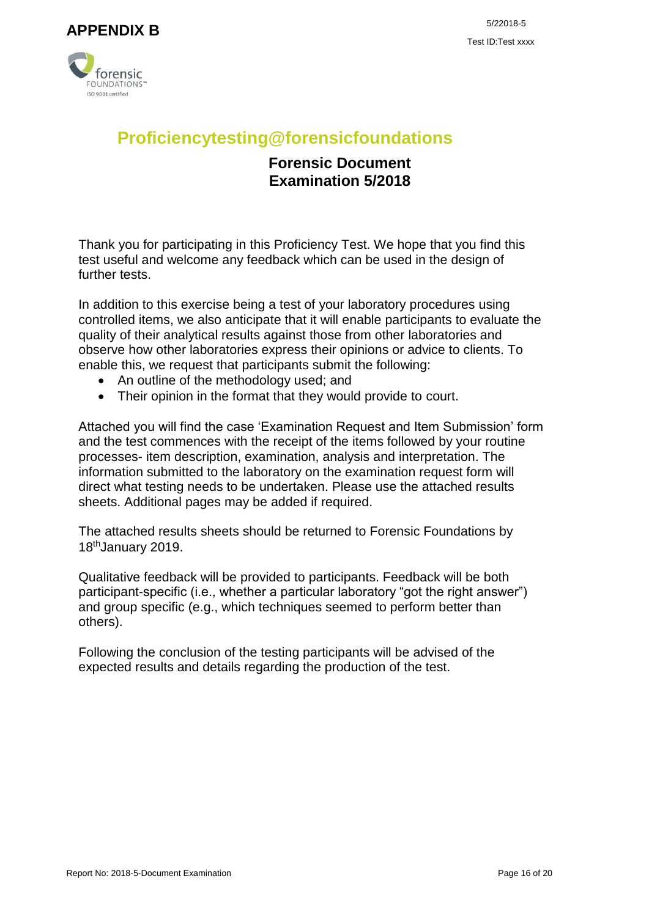# APPENDIX B

5/22018-5

Test ID:Test xxxx

## Proficiencytesting@forensicfoundations

### Forensic Document Examination 5/2018

Thank you for participating in this Proficiency Test. We hope that you find this test useful and welcome any feedback which can be used in the design of further tests.

In addition to this exercise being a test of your laboratory procedures using controlled items, we also anticipate that it will enable participants to evaluate the quality of their analytical results against those from other laboratories and observe how other laboratories express their opinions or advice to clients. To enable this, we request that participants submit the following:

- An outline of the methodology used; and
- Their opinion in the format that they would provide to court.

Attached you will find the case 'Examination Request and Item Submission' form and the test commences with the receipt of the items followed by your routine processes- item description, examination, analysis and interpretation. The information submitted to the laboratory on the examination request form will direct what testing needs to be undertaken. Please use the attached results sheets. Additional pages may be added if required.

The attached results sheets should be returned to Forensic Foundations by 18th January 2019.

Qualitative feedback will be provided to participants. Feedback will be both participant-specific (i.e., whether a particular laboratory "got the right answer") and group specific (e.g., which techniques seemed to perform better than others).

Following the conclusion of the testing participants will be advised of the expected results and details regarding the production of the test.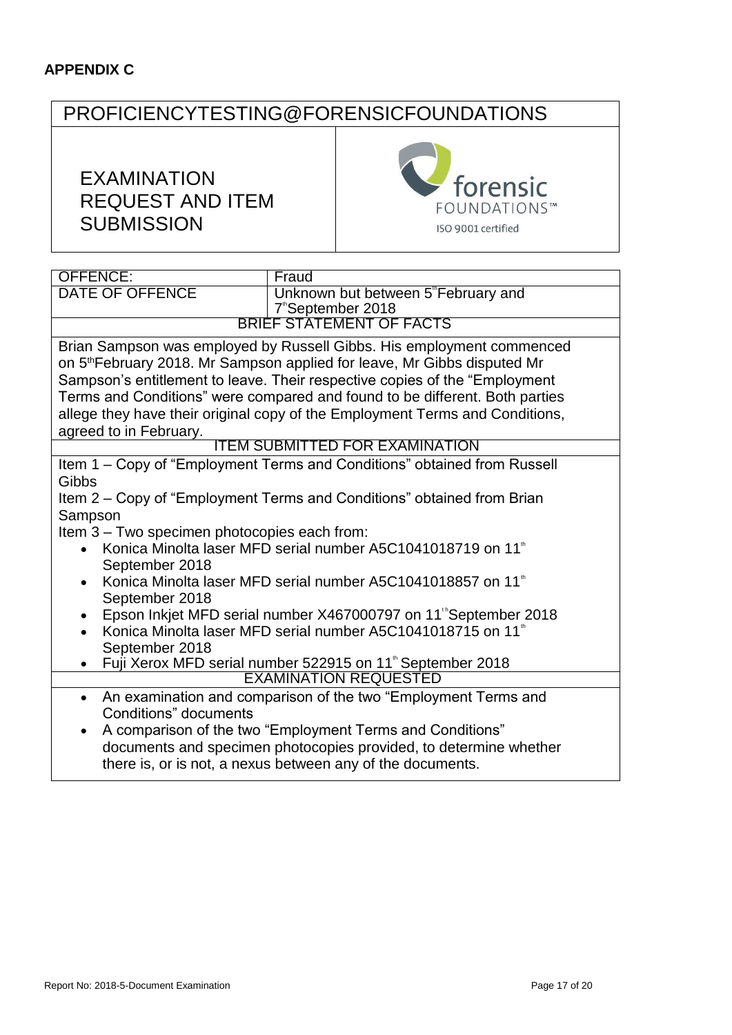## APPENDIX C

| PROFICIENCYTESTING@FORENSICFOUNDATIONS | |
|---|---|
| EXAMINATION REQUEST AND ITEM SUBMISSION | forensic FOUNDATIONS™ ISO 9001 certified |

| OFFENCE: | Fraud |
|---|---|
| DATE OF OFFENCE | Unknown but between 5th February and 7th September 2018 |

**BRIEF STATEMENT OF FACTS**

Brian Sampson was employed by Russell Gibbs. His employment commenced on 5th February 2018. Mr Sampson applied for leave, Mr Gibbs disputed Mr Sampson's entitlement to leave. Their respective copies of the "Employment Terms and Conditions" were compared and found to be different. Both parties allege they have their original copy of the Employment Terms and Conditions, agreed to in February.

**ITEM SUBMITTED FOR EXAMINATION**

Item 1 – Copy of "Employment Terms and Conditions" obtained from Russell Gibbs

Item 2 – Copy of "Employment Terms and Conditions" obtained from Brian Sampson

Item 3 – Two specimen photocopies each from:

- Konica Minolta laser MFD serial number A5C1041018719 on 11th September 2018
- Konica Minolta laser MFD serial number A5C1041018857 on 11th September 2018
- Epson Inkjet MFD serial number X467000797 on 11th September 2018
- Konica Minolta laser MFD serial number A5C1041018715 on 11th September 2018
- Fuji Xerox MFD serial number 522915 on 11th September 2018

**EXAMINATION REQUESTED**

- An examination and comparison of the two "Employment Terms and Conditions" documents
- A comparison of the two "Employment Terms and Conditions" documents and specimen photocopies provided, to determine whether there is, or is not, a nexus between any of the documents.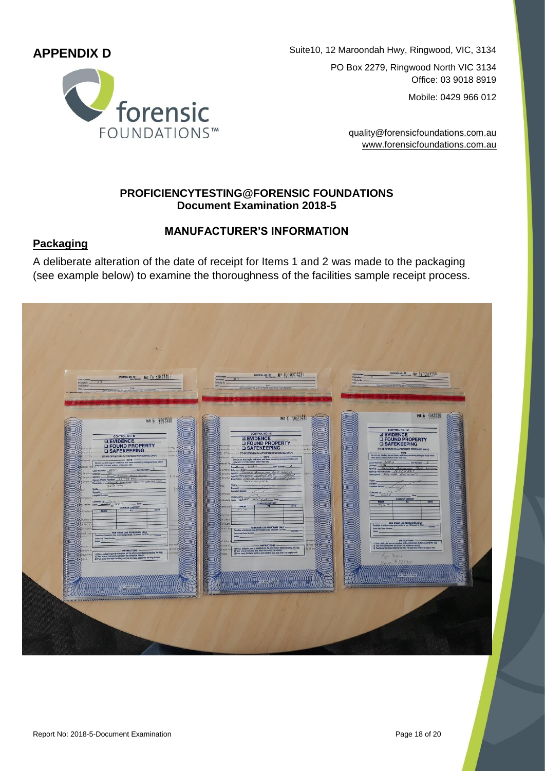## APPENDIX D

Suite10, 12 Maroondah Hwy, Ringwood, VIC, 3134

PO Box 2279, Ringwood North VIC 3134

Office: 03 9018 8919

Mobile: 0429 966 012

quality@forensicfoundations.com.au

www.forensicfoundations.com.au

**PROFICIENCYTESTING@FORENSIC FOUNDATIONS**
**Document Examination 2018-5**

### MANUFACTURER'S INFORMATION

**Packaging**

A deliberate alteration of the date of receipt for Items 1 and 2 was made to the packaging (see example below) to examine the thoroughness of the facilities sample receipt process.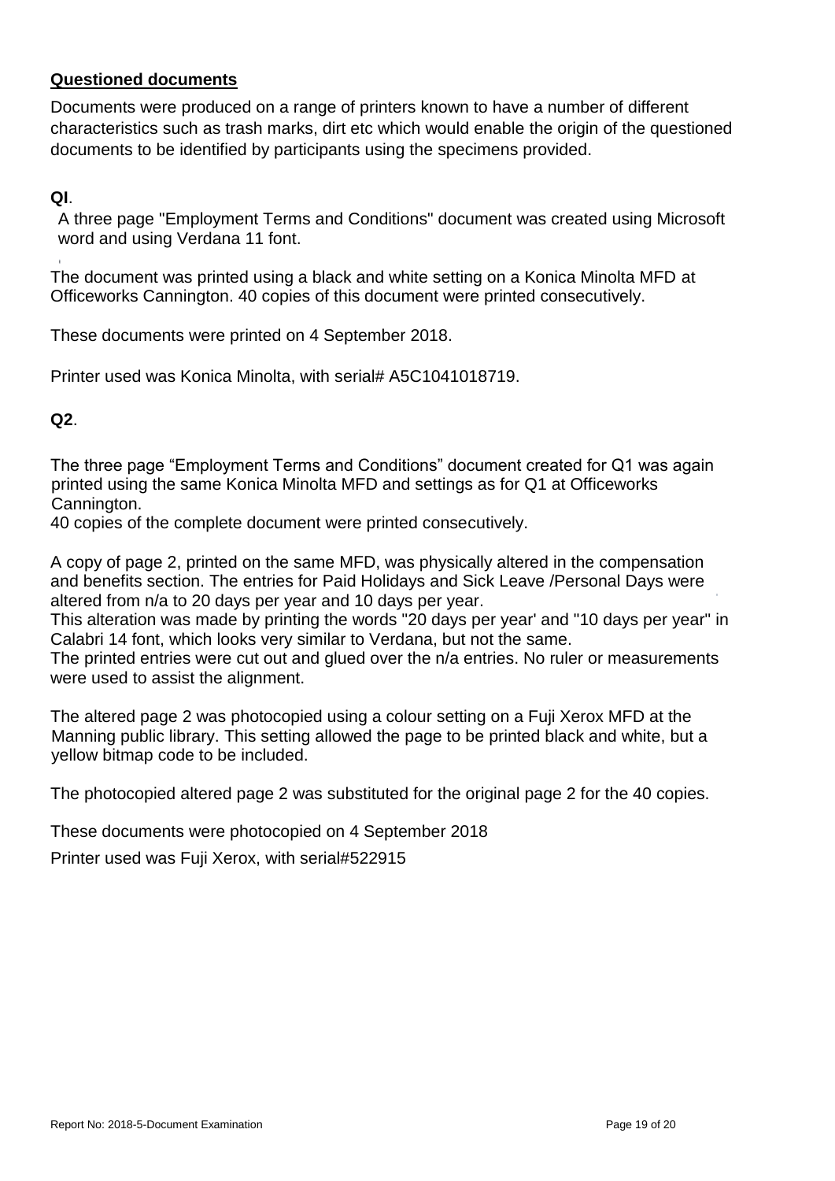## Questioned documents

Documents were produced on a range of printers known to have a number of different characteristics such as trash marks, dirt etc which would enable the origin of the questioned documents to be identified by participants using the specimens provided.

**QI**.

A three page "Employment Terms and Conditions" document was created using Microsoft word and using Verdana 11 font.

The document was printed using a black and white setting on a Konica Minolta MFD at Officeworks Cannington. 40 copies of this document were printed consecutively.

These documents were printed on 4 September 2018.

Printer used was Konica Minolta, with serial# A5C1041018719.

**Q2**.

The three page "Employment Terms and Conditions" document created for Q1 was again printed using the same Konica Minolta MFD and settings as for Q1 at Officeworks Cannington.

40 copies of the complete document were printed consecutively.

A copy of page 2, printed on the same MFD, was physically altered in the compensation and benefits section. The entries for Paid Holidays and Sick Leave /Personal Days were altered from n/a to 20 days per year and 10 days per year.

This alteration was made by printing the words "20 days per year' and "10 days per year" in Calabri 14 font, which looks very similar to Verdana, but not the same.

The printed entries were cut out and glued over the n/a entries. No ruler or measurements were used to assist the alignment.

The altered page 2 was photocopied using a colour setting on a Fuji Xerox MFD at the Manning public library. This setting allowed the page to be printed black and white, but a yellow bitmap code to be included.

The photocopied altered page 2 was substituted for the original page 2 for the 40 copies.

These documents were photocopied on 4 September 2018

Printer used was Fuji Xerox, with serial#522915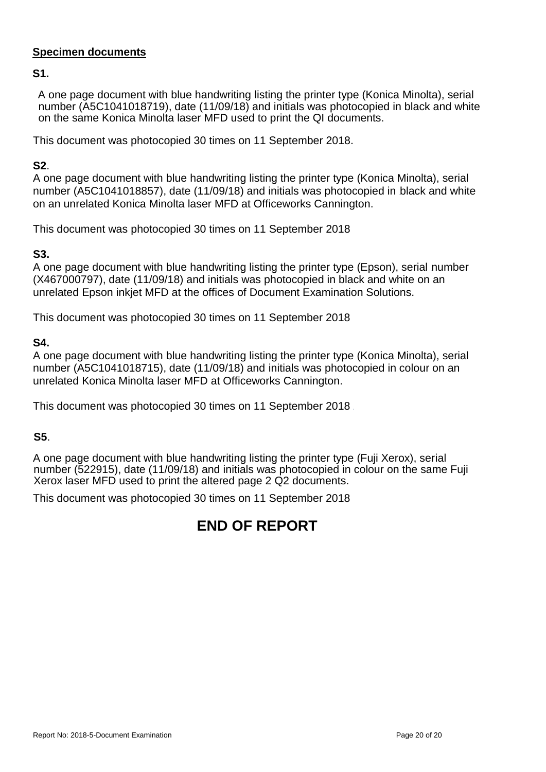## Specimen documents

**S1.**

A one page document with blue handwriting listing the printer type (Konica Minolta), serial number (A5C1041018719), date (11/09/18) and initials was photocopied in black and white on the same Konica Minolta laser MFD used to print the QI documents.

This document was photocopied 30 times on 11 September 2018.

**S2**.

A one page document with blue handwriting listing the printer type (Konica Minolta), serial number (A5C1041018857), date (11/09/18) and initials was photocopied in black and white on an unrelated Konica Minolta laser MFD at Officeworks Cannington.

This document was photocopied 30 times on 11 September 2018

**S3.**

A one page document with blue handwriting listing the printer type (Epson), serial number (X467000797), date (11/09/18) and initials was photocopied in black and white on an unrelated Epson inkjet MFD at the offices of Document Examination Solutions.

This document was photocopied 30 times on 11 September 2018

**S4.**

A one page document with blue handwriting listing the printer type (Konica Minolta), serial number (A5C1041018715), date (11/09/18) and initials was photocopied in colour on an unrelated Konica Minolta laser MFD at Officeworks Cannington.

This document was photocopied 30 times on 11 September 2018

**S5**.

A one page document with blue handwriting listing the printer type (Fuji Xerox), serial number (522915), date (11/09/18) and initials was photocopied in colour on the same Fuji Xerox laser MFD used to print the altered page 2 Q2 documents.

This document was photocopied 30 times on 11 September 2018

# END OF REPORT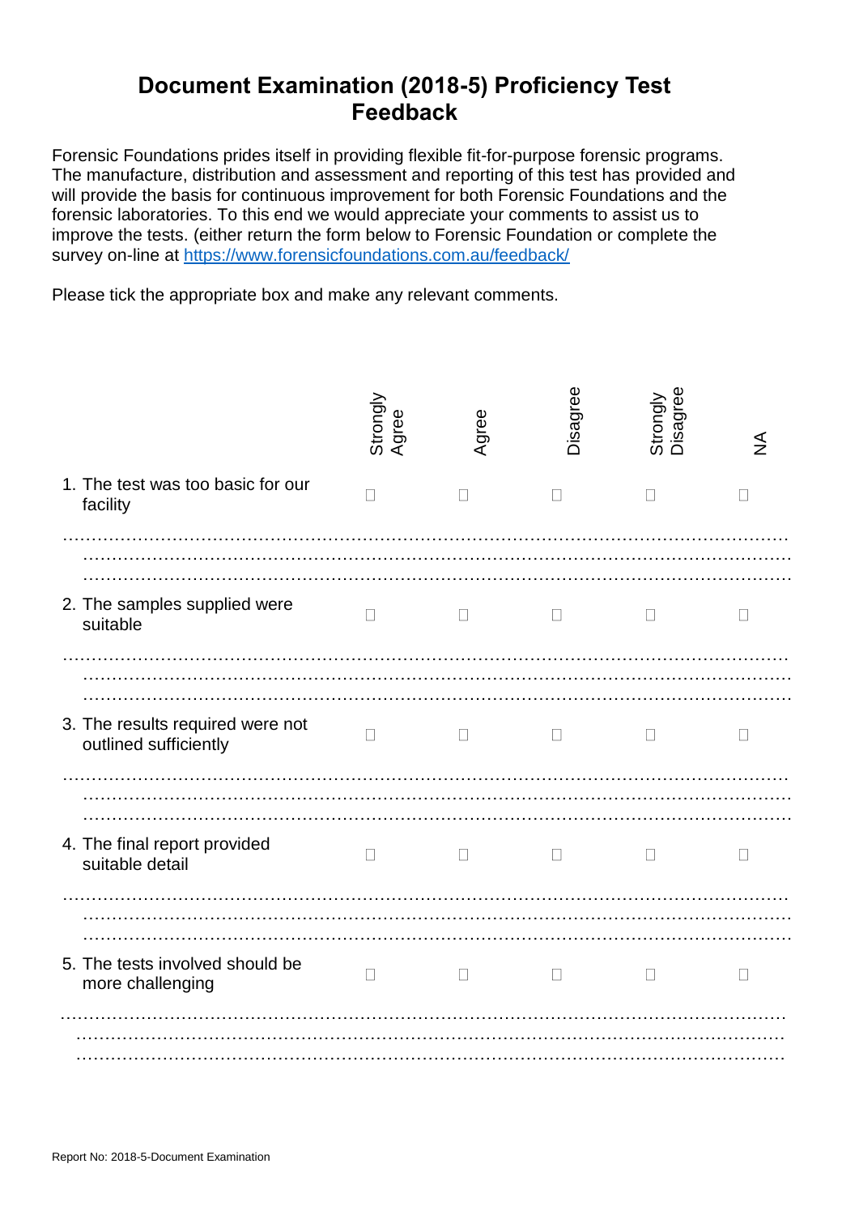# Document Examination (2018-5) Proficiency Test Feedback

Forensic Foundations prides itself in providing flexible fit-for-purpose forensic programs. The manufacture, distribution and assessment and reporting of this test has provided and will provide the basis for continuous improvement for both Forensic Foundations and the forensic laboratories. To this end we would appreciate your comments to assist us to improve the tests. (either return the form below to Forensic Foundation or complete the survey on-line at [https://www.forensicfoundations.com.au/feedback/](https://www.forensicfoundations.com.au/feedback/)

Please tick the appropriate box and make any relevant comments.

| | Strongly Agree | Agree | Disagree | Strongly Disagree | NA |
|---|---|---|---|---|---|
| 1. The test was too basic for our facility | ☐ | ☐ | ☐ | ☐ | ☐ |

…………………………………………………………………………………………………………
…………………………………………………………………………………………………………
…………………………………………………………………………………………………………

| | Strongly Agree | Agree | Disagree | Strongly Disagree | NA |
|---|---|---|---|---|---|
| 2. The samples supplied were suitable | ☐ | ☐ | ☐ | ☐ | ☐ |

…………………………………………………………………………………………………………
…………………………………………………………………………………………………………
…………………………………………………………………………………………………………

| | Strongly Agree | Agree | Disagree | Strongly Disagree | NA |
|---|---|---|---|---|---|
| 3. The results required were not outlined sufficiently | ☐ | ☐ | ☐ | ☐ | ☐ |

…………………………………………………………………………………………………………
…………………………………………………………………………………………………………
…………………………………………………………………………………………………………

| | Strongly Agree | Agree | Disagree | Strongly Disagree | NA |
|---|---|---|---|---|---|
| 4. The final report provided suitable detail | ☐ | ☐ | ☐ | ☐ | ☐ |

…………………………………………………………………………………………………………
…………………………………………………………………………………………………………
…………………………………………………………………………………………………………

| | Strongly Agree | Agree | Disagree | Strongly Disagree | NA |
|---|---|---|---|---|---|
| 5. The tests involved should be more challenging | ☐ | ☐ | ☐ | ☐ | ☐ |

…………………………………………………………………………………………………………
…………………………………………………………………………………………………………
…………………………………………………………………………………………………………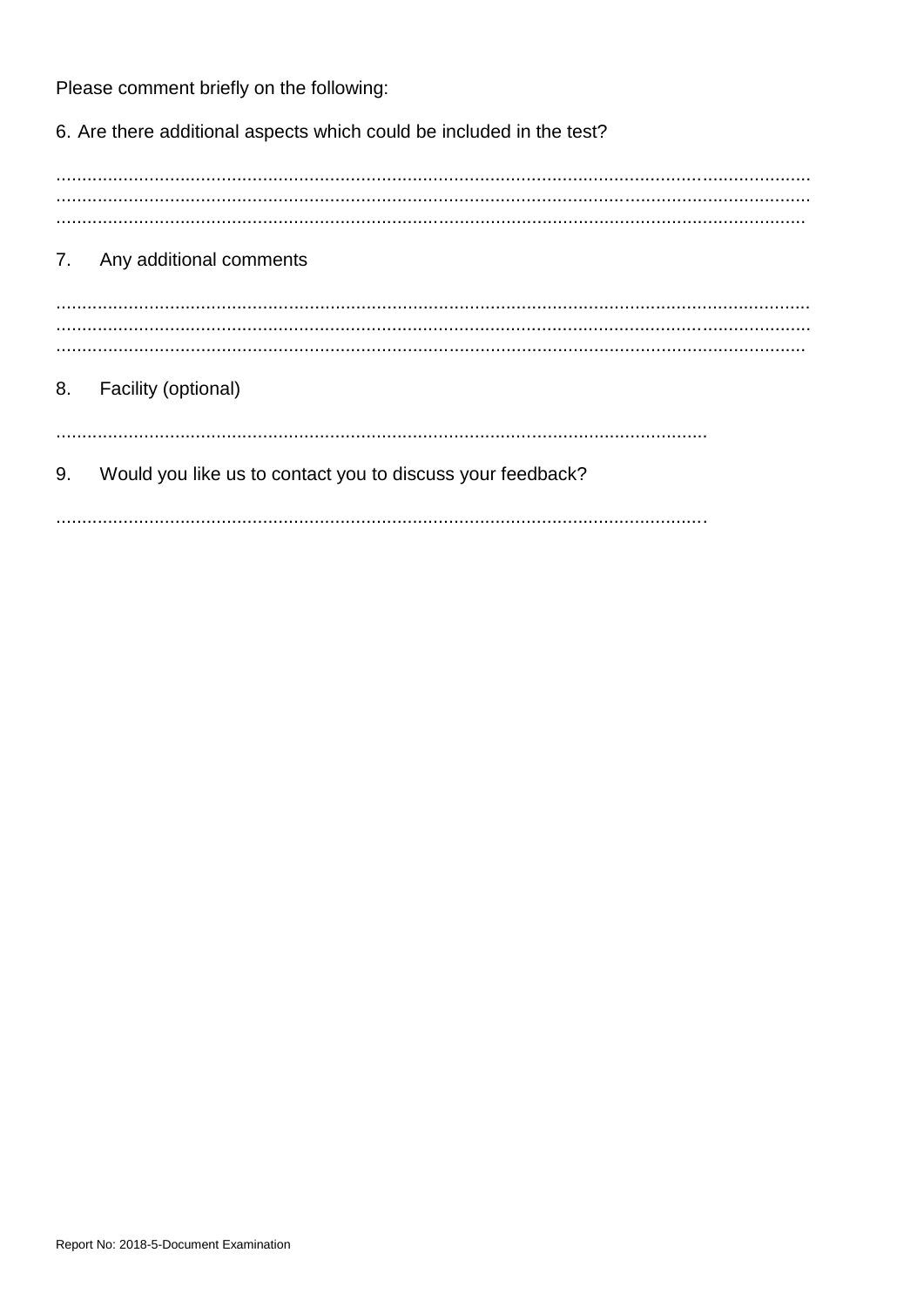Please comment briefly on the following:

6. Are there additional aspects which could be included in the test?

.................................................................................................................................................
.................................................................................................................................................
................................................................................................................................................

7. Any additional comments

.................................................................................................................................................
.................................................................................................................................................
................................................................................................................................................

8. Facility (optional)

.............................................................................................................................

9. Would you like us to contact you to discuss your feedback?

.............................................................................................................................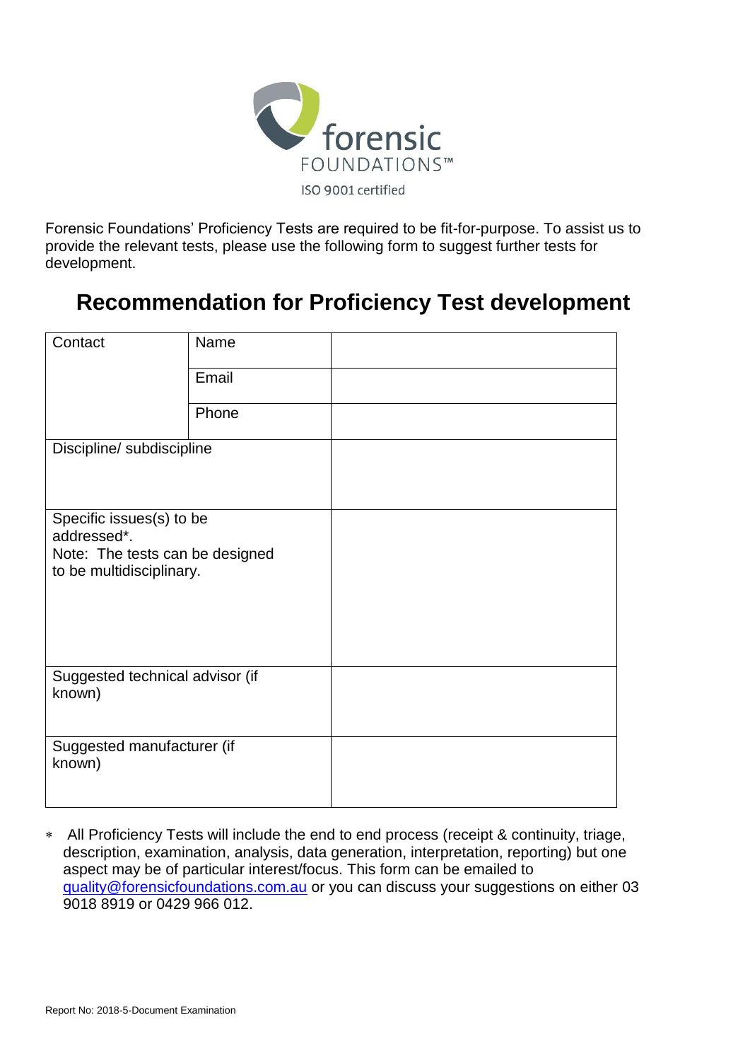forensic FOUNDATIONS™

ISO 9001 certified

Forensic Foundations' Proficiency Tests are required to be fit-for-purpose. To assist us to provide the relevant tests, please use the following form to suggest further tests for development.

## Recommendation for Proficiency Test development

| | | |
|---|---|---|
| Contact | Name | |
| | Email | |
| | Phone | |
| Discipline/ subdiscipline | | |
| Specific issues(s) to be addressed*. Note: The tests can be designed to be multidisciplinary. | | |
| Suggested technical advisor (if known) | | |
| Suggested manufacturer (if known) | | |

* All Proficiency Tests will include the end to end process (receipt & continuity, triage, description, examination, analysis, data generation, interpretation, reporting) but one aspect may be of particular interest/focus. This form can be emailed to quality@forensicfoundations.com.au or you can discuss your suggestions on either 03 9018 8919 or 0429 966 012.